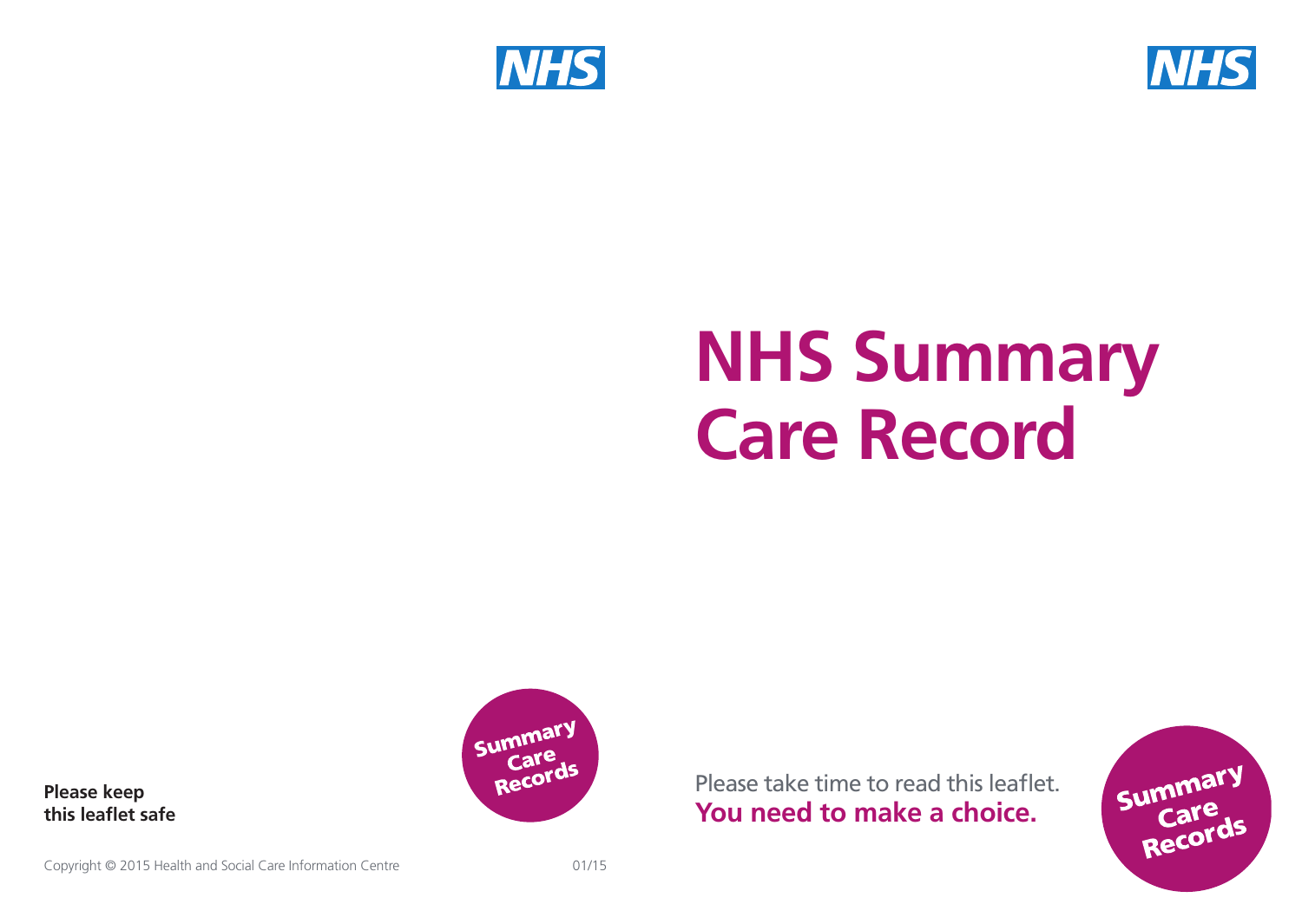# NHS Summary Care Record

Please take time to read this leaflet.
**You need to make a choice.**

Summary Care Records

**Please keep this leaflet safe**

Summary Care Records

Copyright © 2015 Health and Social Care Information Centre

01/15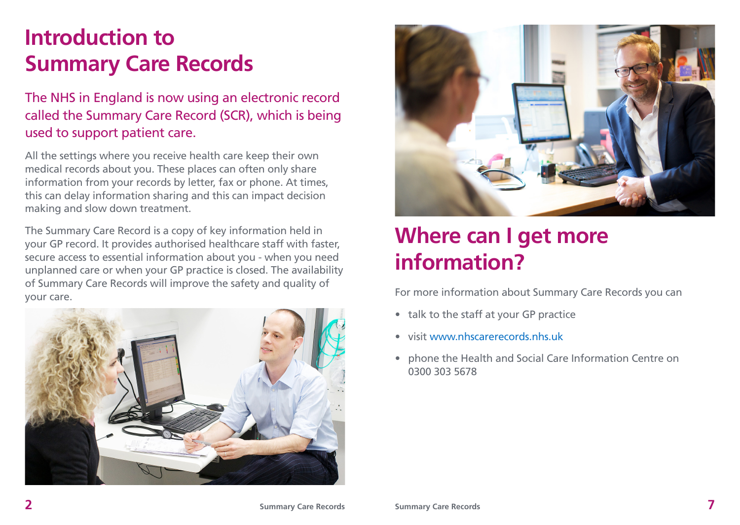# Introduction to Summary Care Records

## The NHS in England is now using an electronic record called the Summary Care Record (SCR), which is being used to support patient care.

All the settings where you receive health care keep their own medical records about you. These places can often only share information from your records by letter, fax or phone. At times, this can delay information sharing and this can impact decision making and slow down treatment.

The Summary Care Record is a copy of key information held in your GP record. It provides authorised healthcare staff with faster, secure access to essential information about you - when you need unplanned care or when your GP practice is closed. The availability of Summary Care Records will improve the safety and quality of your care.

# Where can I get more information?

For more information about Summary Care Records you can

- talk to the staff at your GP practice
- visit www.nhscarerecords.nhs.uk
- phone the Health and Social Care Information Centre on 0300 303 5678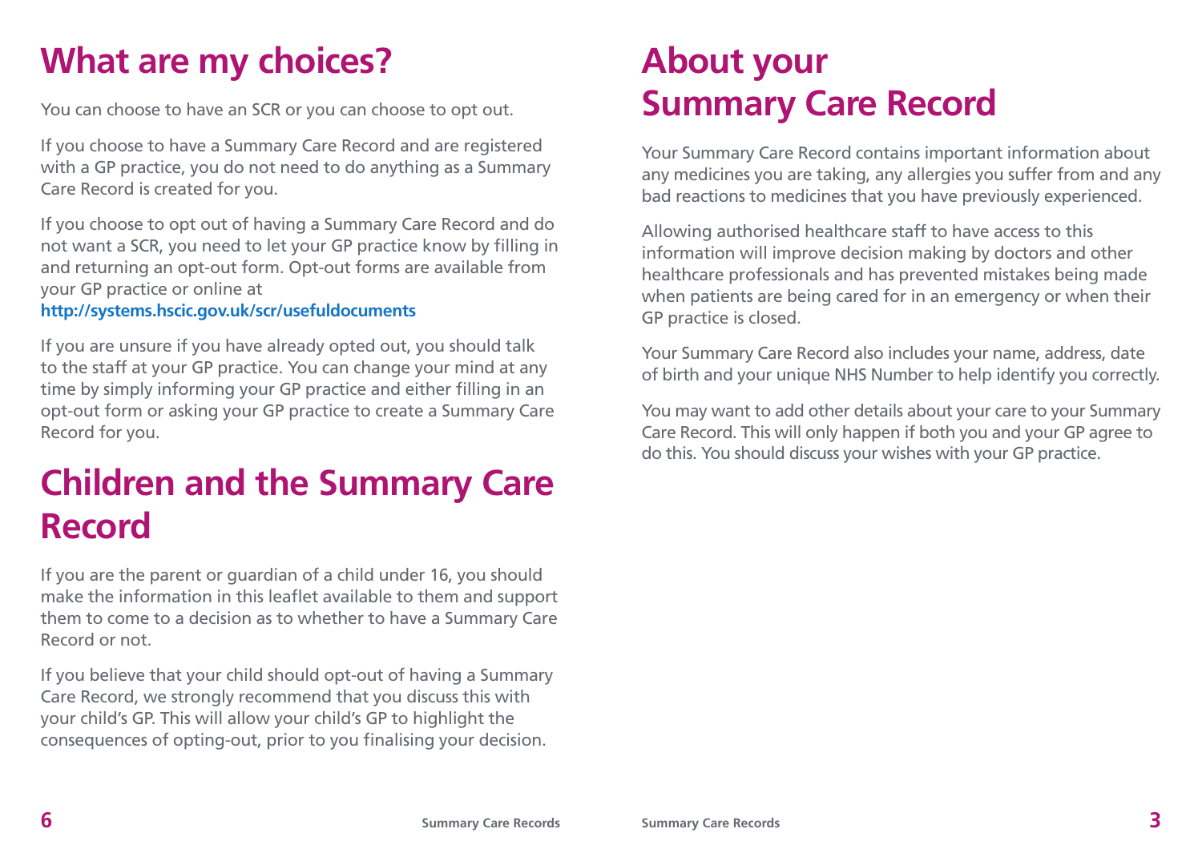# What are my choices?

You can choose to have an SCR or you can choose to opt out.

If you choose to have a Summary Care Record and are registered with a GP practice, you do not need to do anything as a Summary Care Record is created for you.

If you choose to opt out of having a Summary Care Record and do not want a SCR, you need to let your GP practice know by filling in and returning an opt-out form. Opt-out forms are available from your GP practice or online at
**http://systems.hscic.gov.uk/scr/usefuldocuments**

If you are unsure if you have already opted out, you should talk to the staff at your GP practice. You can change your mind at any time by simply informing your GP practice and either filling in an opt-out form or asking your GP practice to create a Summary Care Record for you.

# Children and the Summary Care Record

If you are the parent or guardian of a child under 16, you should make the information in this leaflet available to them and support them to come to a decision as to whether to have a Summary Care Record or not.

If you believe that your child should opt-out of having a Summary Care Record, we strongly recommend that you discuss this with your child's GP. This will allow your child's GP to highlight the consequences of opting-out, prior to you finalising your decision.

# About your Summary Care Record

Your Summary Care Record contains important information about any medicines you are taking, any allergies you suffer from and any bad reactions to medicines that you have previously experienced.

Allowing authorised healthcare staff to have access to this information will improve decision making by doctors and other healthcare professionals and has prevented mistakes being made when patients are being cared for in an emergency or when their GP practice is closed.

Your Summary Care Record also includes your name, address, date of birth and your unique NHS Number to help identify you correctly.

You may want to add other details about your care to your Summary Care Record. This will only happen if both you and your GP agree to do this. You should discuss your wishes with your GP practice.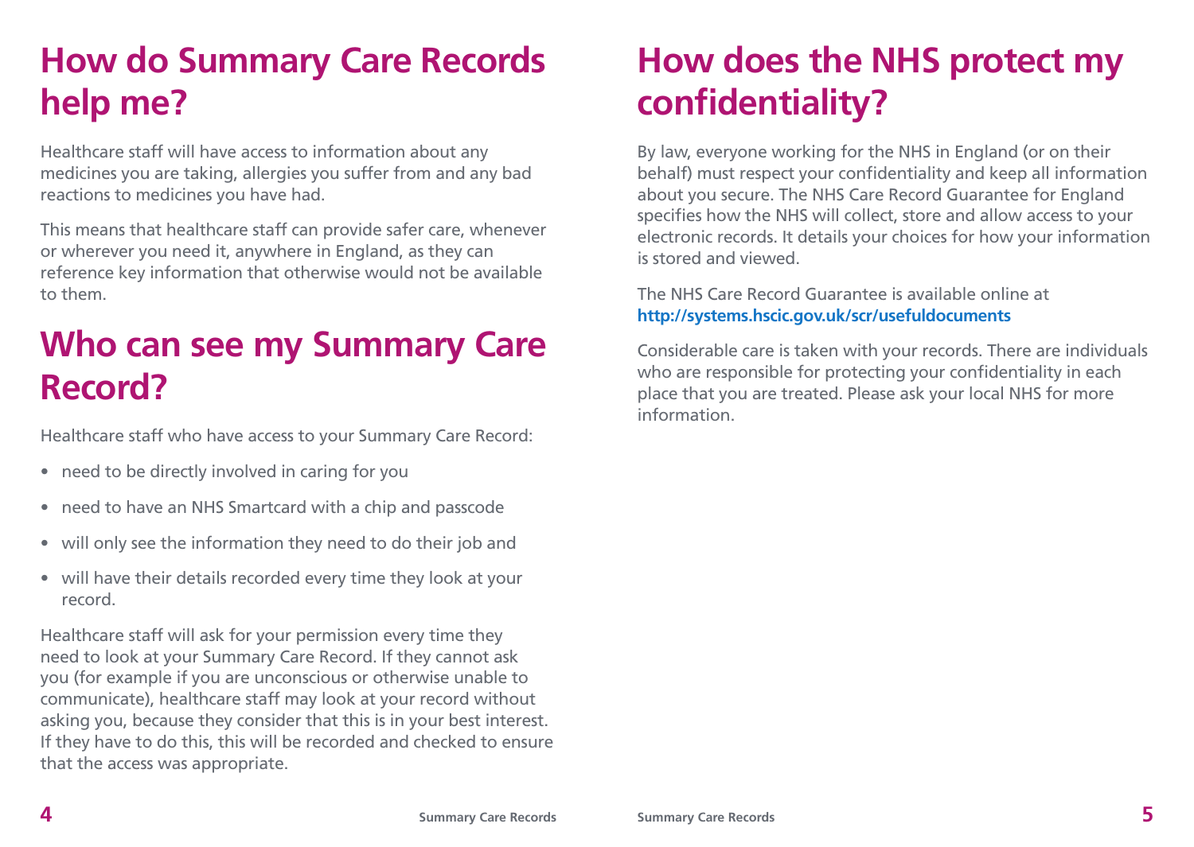# How do Summary Care Records help me?

Healthcare staff will have access to information about any medicines you are taking, allergies you suffer from and any bad reactions to medicines you have had.

This means that healthcare staff can provide safer care, whenever or wherever you need it, anywhere in England, as they can reference key information that otherwise would not be available to them.

# Who can see my Summary Care Record?

Healthcare staff who have access to your Summary Care Record:

- need to be directly involved in caring for you
- need to have an NHS Smartcard with a chip and passcode
- will only see the information they need to do their job and
- will have their details recorded every time they look at your record.

Healthcare staff will ask for your permission every time they need to look at your Summary Care Record. If they cannot ask you (for example if you are unconscious or otherwise unable to communicate), healthcare staff may look at your record without asking you, because they consider that this is in your best interest. If they have to do this, this will be recorded and checked to ensure that the access was appropriate.

# How does the NHS protect my confidentiality?

By law, everyone working for the NHS in England (or on their behalf) must respect your confidentiality and keep all information about you secure. The NHS Care Record Guarantee for England specifies how the NHS will collect, store and allow access to your electronic records. It details your choices for how your information is stored and viewed.

The NHS Care Record Guarantee is available online at **http://systems.hscic.gov.uk/scr/usefuldocuments**

Considerable care is taken with your records. There are individuals who are responsible for protecting your confidentiality in each place that you are treated. Please ask your local NHS for more information.